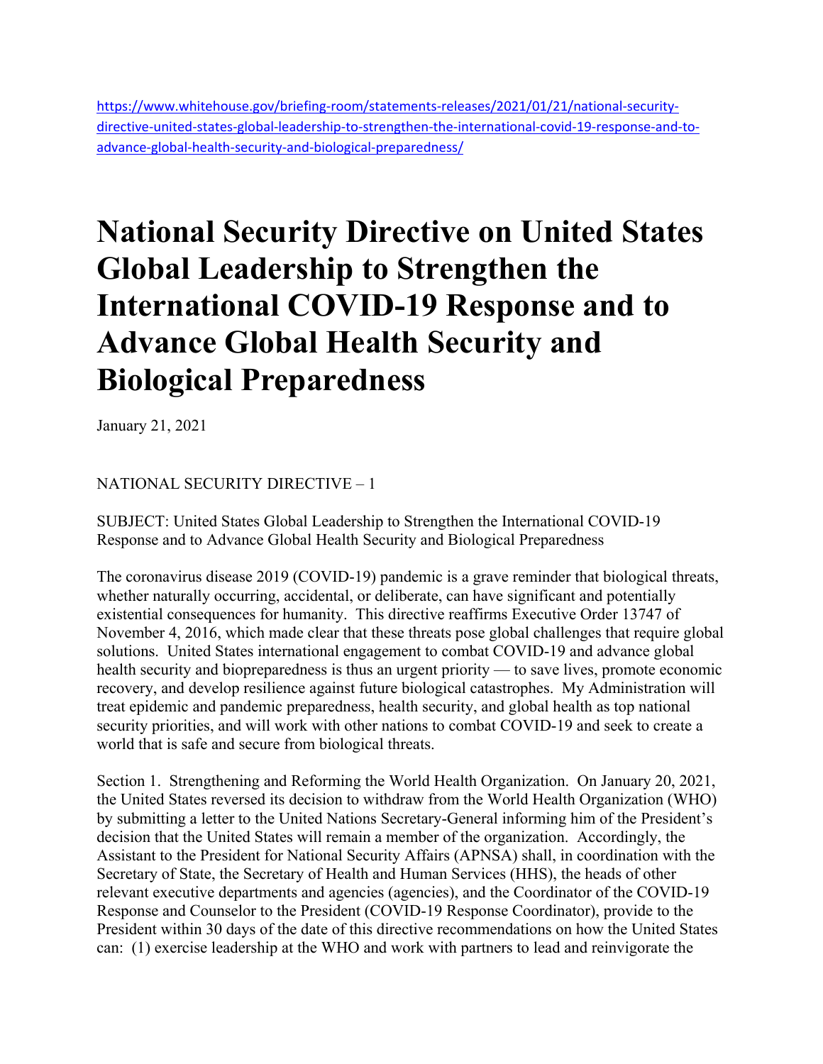https://www.whitehouse.gov/briefing-room/statements-releases/2021/01/21/national-security-directive-united-states-global-leadership-to-strengthen-the-international-covid-19-response-and-to-advance-global-health-security-and-biological-preparedness/

# National Security Directive on United States Global Leadership to Strengthen the International COVID-19 Response and to Advance Global Health Security and Biological Preparedness

January 21, 2021

NATIONAL SECURITY DIRECTIVE – 1

SUBJECT: United States Global Leadership to Strengthen the International COVID-19 Response and to Advance Global Health Security and Biological Preparedness

The coronavirus disease 2019 (COVID-19) pandemic is a grave reminder that biological threats, whether naturally occurring, accidental, or deliberate, can have significant and potentially existential consequences for humanity. This directive reaffirms Executive Order 13747 of November 4, 2016, which made clear that these threats pose global challenges that require global solutions. United States international engagement to combat COVID-19 and advance global health security and biopreparedness is thus an urgent priority — to save lives, promote economic recovery, and develop resilience against future biological catastrophes. My Administration will treat epidemic and pandemic preparedness, health security, and global health as top national security priorities, and will work with other nations to combat COVID-19 and seek to create a world that is safe and secure from biological threats.

Section 1. Strengthening and Reforming the World Health Organization. On January 20, 2021, the United States reversed its decision to withdraw from the World Health Organization (WHO) by submitting a letter to the United Nations Secretary-General informing him of the President's decision that the United States will remain a member of the organization. Accordingly, the Assistant to the President for National Security Affairs (APNSA) shall, in coordination with the Secretary of State, the Secretary of Health and Human Services (HHS), the heads of other relevant executive departments and agencies (agencies), and the Coordinator of the COVID-19 Response and Counselor to the President (COVID-19 Response Coordinator), provide to the President within 30 days of the date of this directive recommendations on how the United States can: (1) exercise leadership at the WHO and work with partners to lead and reinvigorate the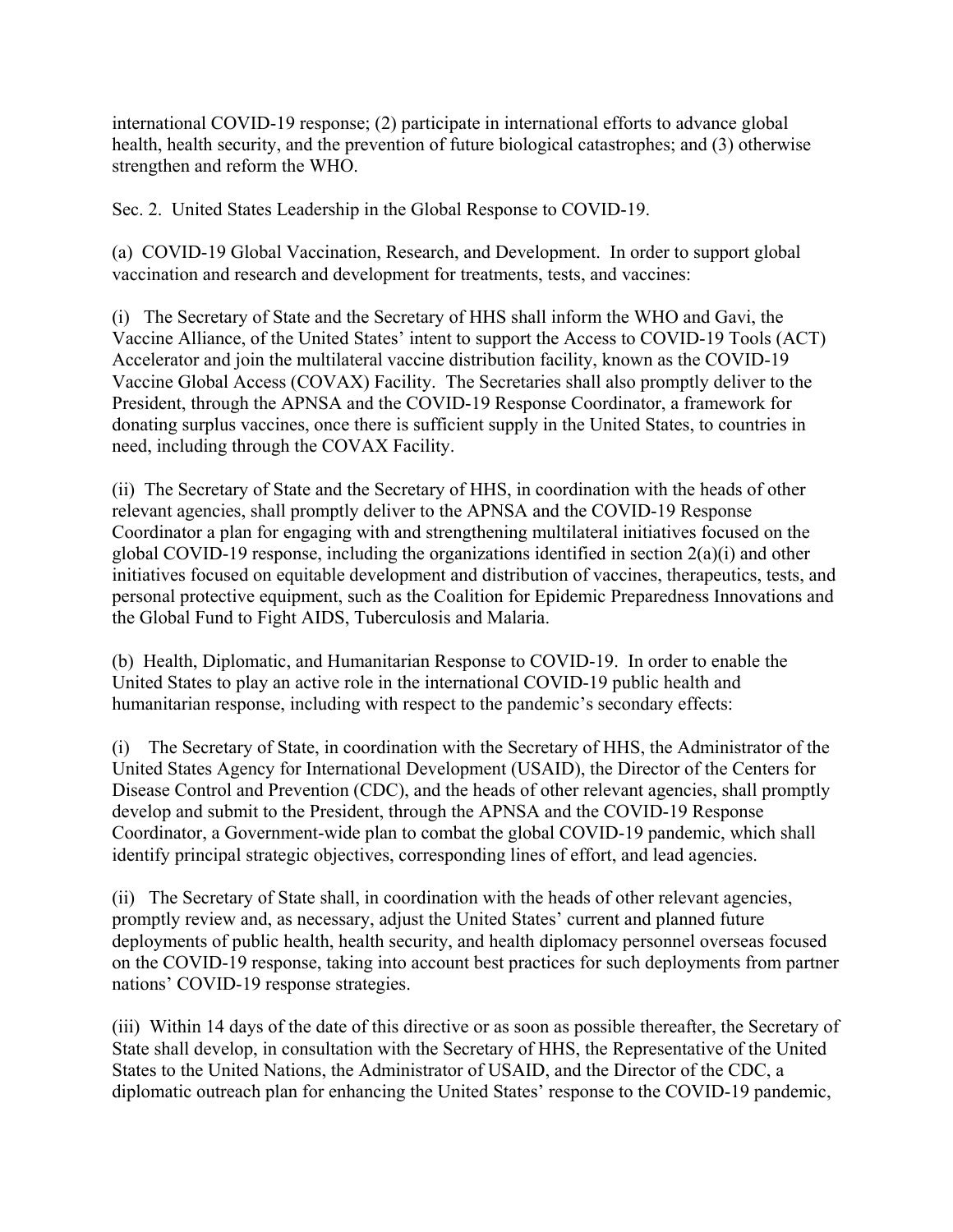international COVID-19 response; (2) participate in international efforts to advance global health, health security, and the prevention of future biological catastrophes; and (3) otherwise strengthen and reform the WHO.

Sec. 2. United States Leadership in the Global Response to COVID-19.

(a) COVID-19 Global Vaccination, Research, and Development. In order to support global vaccination and research and development for treatments, tests, and vaccines:

(i) The Secretary of State and the Secretary of HHS shall inform the WHO and Gavi, the Vaccine Alliance, of the United States' intent to support the Access to COVID-19 Tools (ACT) Accelerator and join the multilateral vaccine distribution facility, known as the COVID-19 Vaccine Global Access (COVAX) Facility. The Secretaries shall also promptly deliver to the President, through the APNSA and the COVID-19 Response Coordinator, a framework for donating surplus vaccines, once there is sufficient supply in the United States, to countries in need, including through the COVAX Facility.

(ii) The Secretary of State and the Secretary of HHS, in coordination with the heads of other relevant agencies, shall promptly deliver to the APNSA and the COVID-19 Response Coordinator a plan for engaging with and strengthening multilateral initiatives focused on the global COVID-19 response, including the organizations identified in section 2(a)(i) and other initiatives focused on equitable development and distribution of vaccines, therapeutics, tests, and personal protective equipment, such as the Coalition for Epidemic Preparedness Innovations and the Global Fund to Fight AIDS, Tuberculosis and Malaria.

(b) Health, Diplomatic, and Humanitarian Response to COVID-19. In order to enable the United States to play an active role in the international COVID-19 public health and humanitarian response, including with respect to the pandemic's secondary effects:

(i) The Secretary of State, in coordination with the Secretary of HHS, the Administrator of the United States Agency for International Development (USAID), the Director of the Centers for Disease Control and Prevention (CDC), and the heads of other relevant agencies, shall promptly develop and submit to the President, through the APNSA and the COVID-19 Response Coordinator, a Government-wide plan to combat the global COVID-19 pandemic, which shall identify principal strategic objectives, corresponding lines of effort, and lead agencies.

(ii) The Secretary of State shall, in coordination with the heads of other relevant agencies, promptly review and, as necessary, adjust the United States' current and planned future deployments of public health, health security, and health diplomacy personnel overseas focused on the COVID-19 response, taking into account best practices for such deployments from partner nations' COVID-19 response strategies.

(iii) Within 14 days of the date of this directive or as soon as possible thereafter, the Secretary of State shall develop, in consultation with the Secretary of HHS, the Representative of the United States to the United Nations, the Administrator of USAID, and the Director of the CDC, a diplomatic outreach plan for enhancing the United States' response to the COVID-19 pandemic,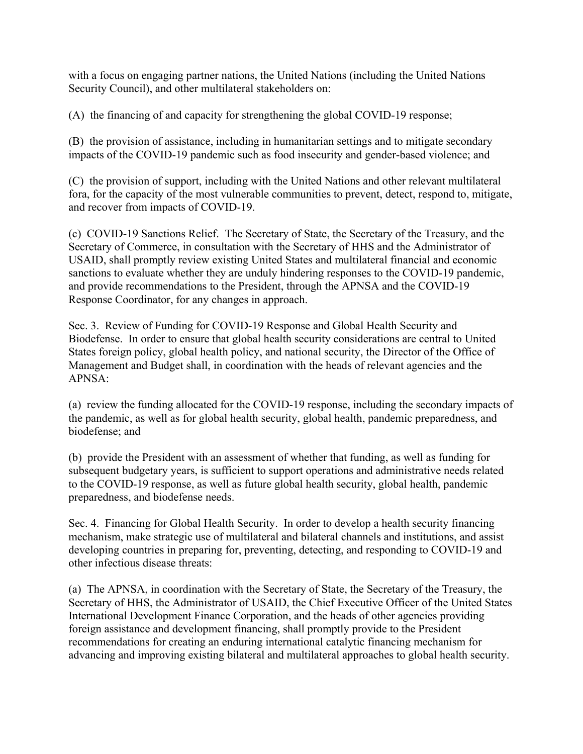with a focus on engaging partner nations, the United Nations (including the United Nations Security Council), and other multilateral stakeholders on:

(A) the financing of and capacity for strengthening the global COVID-19 response;

(B) the provision of assistance, including in humanitarian settings and to mitigate secondary impacts of the COVID-19 pandemic such as food insecurity and gender-based violence; and

(C) the provision of support, including with the United Nations and other relevant multilateral fora, for the capacity of the most vulnerable communities to prevent, detect, respond to, mitigate, and recover from impacts of COVID-19.

(c) COVID-19 Sanctions Relief. The Secretary of State, the Secretary of the Treasury, and the Secretary of Commerce, in consultation with the Secretary of HHS and the Administrator of USAID, shall promptly review existing United States and multilateral financial and economic sanctions to evaluate whether they are unduly hindering responses to the COVID-19 pandemic, and provide recommendations to the President, through the APNSA and the COVID-19 Response Coordinator, for any changes in approach.

Sec. 3. Review of Funding for COVID-19 Response and Global Health Security and Biodefense. In order to ensure that global health security considerations are central to United States foreign policy, global health policy, and national security, the Director of the Office of Management and Budget shall, in coordination with the heads of relevant agencies and the APNSA:

(a) review the funding allocated for the COVID-19 response, including the secondary impacts of the pandemic, as well as for global health security, global health, pandemic preparedness, and biodefense; and

(b) provide the President with an assessment of whether that funding, as well as funding for subsequent budgetary years, is sufficient to support operations and administrative needs related to the COVID-19 response, as well as future global health security, global health, pandemic preparedness, and biodefense needs.

Sec. 4. Financing for Global Health Security. In order to develop a health security financing mechanism, make strategic use of multilateral and bilateral channels and institutions, and assist developing countries in preparing for, preventing, detecting, and responding to COVID-19 and other infectious disease threats:

(a) The APNSA, in coordination with the Secretary of State, the Secretary of the Treasury, the Secretary of HHS, the Administrator of USAID, the Chief Executive Officer of the United States International Development Finance Corporation, and the heads of other agencies providing foreign assistance and development financing, shall promptly provide to the President recommendations for creating an enduring international catalytic financing mechanism for advancing and improving existing bilateral and multilateral approaches to global health security.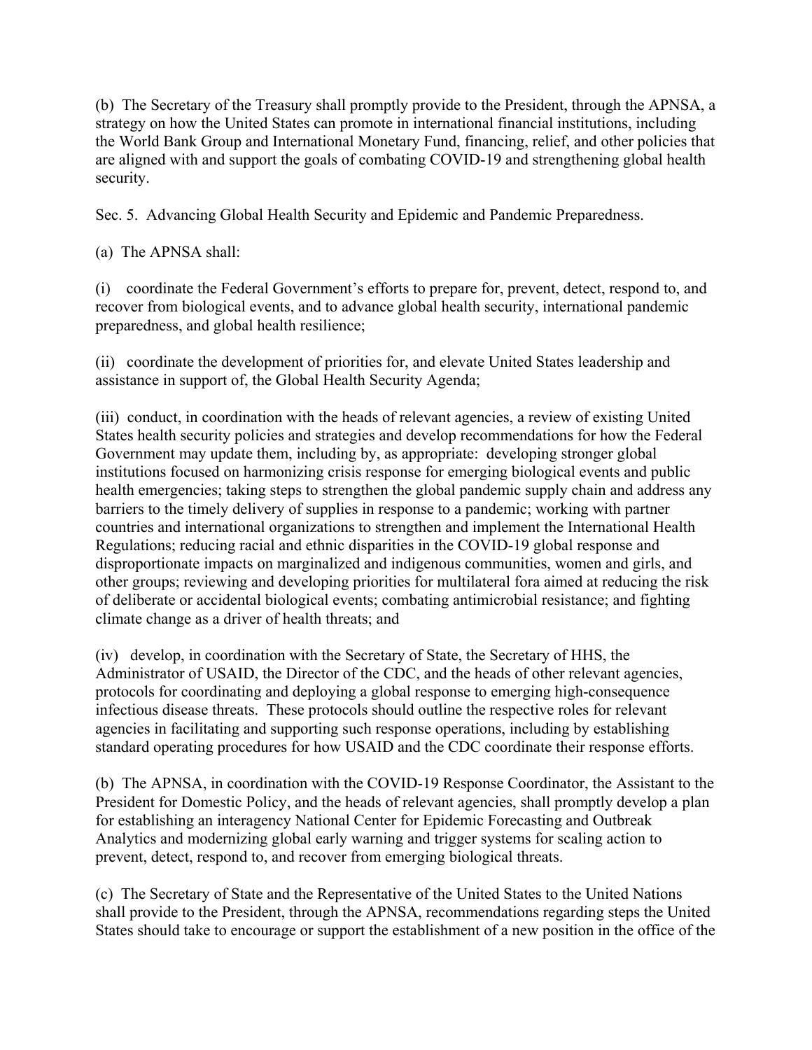(b) The Secretary of the Treasury shall promptly provide to the President, through the APNSA, a strategy on how the United States can promote in international financial institutions, including the World Bank Group and International Monetary Fund, financing, relief, and other policies that are aligned with and support the goals of combating COVID-19 and strengthening global health security.

Sec. 5. Advancing Global Health Security and Epidemic and Pandemic Preparedness.

(a) The APNSA shall:

(i) coordinate the Federal Government's efforts to prepare for, prevent, detect, respond to, and recover from biological events, and to advance global health security, international pandemic preparedness, and global health resilience;

(ii) coordinate the development of priorities for, and elevate United States leadership and assistance in support of, the Global Health Security Agenda;

(iii) conduct, in coordination with the heads of relevant agencies, a review of existing United States health security policies and strategies and develop recommendations for how the Federal Government may update them, including by, as appropriate: developing stronger global institutions focused on harmonizing crisis response for emerging biological events and public health emergencies; taking steps to strengthen the global pandemic supply chain and address any barriers to the timely delivery of supplies in response to a pandemic; working with partner countries and international organizations to strengthen and implement the International Health Regulations; reducing racial and ethnic disparities in the COVID-19 global response and disproportionate impacts on marginalized and indigenous communities, women and girls, and other groups; reviewing and developing priorities for multilateral fora aimed at reducing the risk of deliberate or accidental biological events; combating antimicrobial resistance; and fighting climate change as a driver of health threats; and

(iv) develop, in coordination with the Secretary of State, the Secretary of HHS, the Administrator of USAID, the Director of the CDC, and the heads of other relevant agencies, protocols for coordinating and deploying a global response to emerging high-consequence infectious disease threats. These protocols should outline the respective roles for relevant agencies in facilitating and supporting such response operations, including by establishing standard operating procedures for how USAID and the CDC coordinate their response efforts.

(b) The APNSA, in coordination with the COVID-19 Response Coordinator, the Assistant to the President for Domestic Policy, and the heads of relevant agencies, shall promptly develop a plan for establishing an interagency National Center for Epidemic Forecasting and Outbreak Analytics and modernizing global early warning and trigger systems for scaling action to prevent, detect, respond to, and recover from emerging biological threats.

(c) The Secretary of State and the Representative of the United States to the United Nations shall provide to the President, through the APNSA, recommendations regarding steps the United States should take to encourage or support the establishment of a new position in the office of the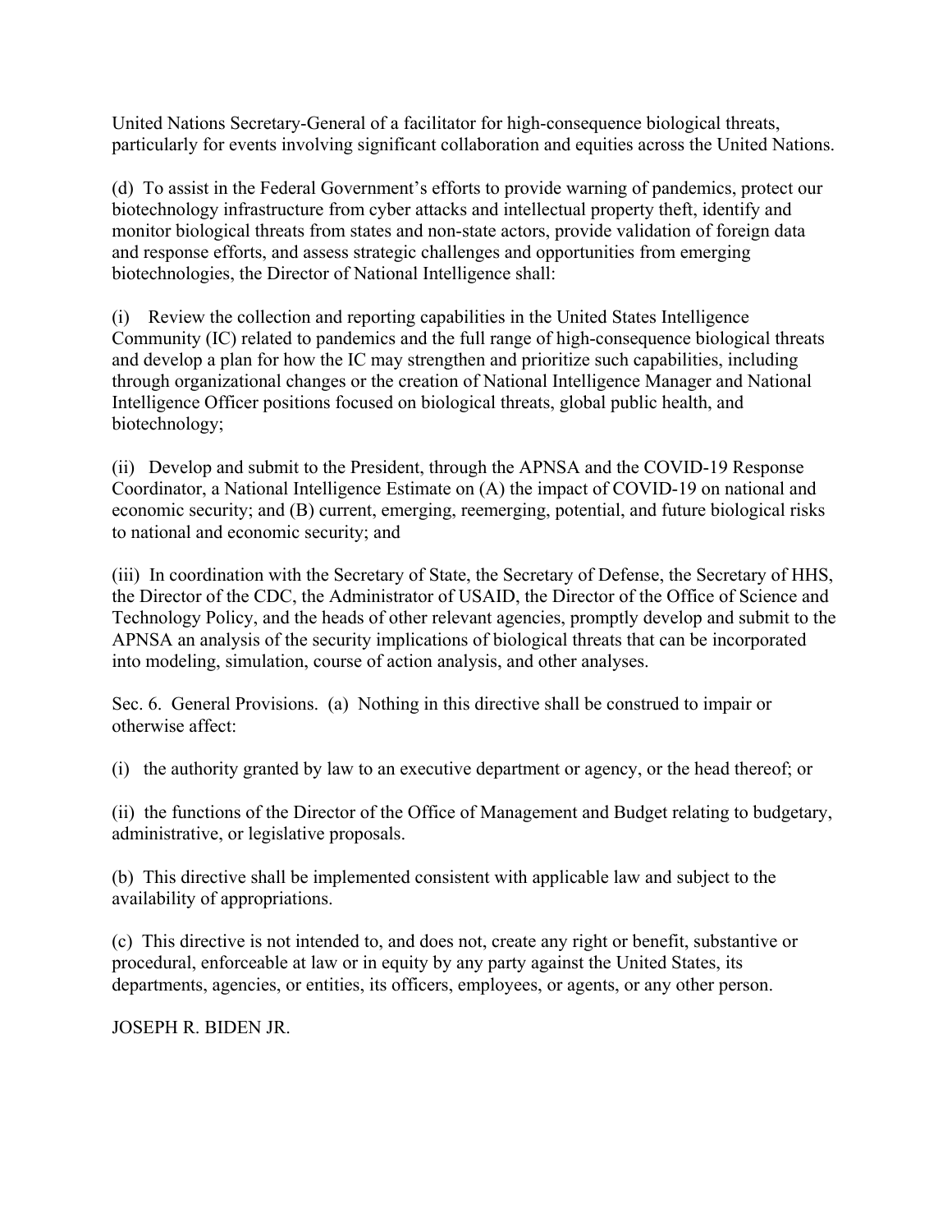United Nations Secretary-General of a facilitator for high-consequence biological threats, particularly for events involving significant collaboration and equities across the United Nations.

(d) To assist in the Federal Government's efforts to provide warning of pandemics, protect our biotechnology infrastructure from cyber attacks and intellectual property theft, identify and monitor biological threats from states and non-state actors, provide validation of foreign data and response efforts, and assess strategic challenges and opportunities from emerging biotechnologies, the Director of National Intelligence shall:

(i) Review the collection and reporting capabilities in the United States Intelligence Community (IC) related to pandemics and the full range of high-consequence biological threats and develop a plan for how the IC may strengthen and prioritize such capabilities, including through organizational changes or the creation of National Intelligence Manager and National Intelligence Officer positions focused on biological threats, global public health, and biotechnology;

(ii) Develop and submit to the President, through the APNSA and the COVID-19 Response Coordinator, a National Intelligence Estimate on (A) the impact of COVID-19 on national and economic security; and (B) current, emerging, reemerging, potential, and future biological risks to national and economic security; and

(iii) In coordination with the Secretary of State, the Secretary of Defense, the Secretary of HHS, the Director of the CDC, the Administrator of USAID, the Director of the Office of Science and Technology Policy, and the heads of other relevant agencies, promptly develop and submit to the APNSA an analysis of the security implications of biological threats that can be incorporated into modeling, simulation, course of action analysis, and other analyses.

Sec. 6. General Provisions. (a) Nothing in this directive shall be construed to impair or otherwise affect:

(i) the authority granted by law to an executive department or agency, or the head thereof; or

(ii) the functions of the Director of the Office of Management and Budget relating to budgetary, administrative, or legislative proposals.

(b) This directive shall be implemented consistent with applicable law and subject to the availability of appropriations.

(c) This directive is not intended to, and does not, create any right or benefit, substantive or procedural, enforceable at law or in equity by any party against the United States, its departments, agencies, or entities, its officers, employees, or agents, or any other person.

JOSEPH R. BIDEN JR.